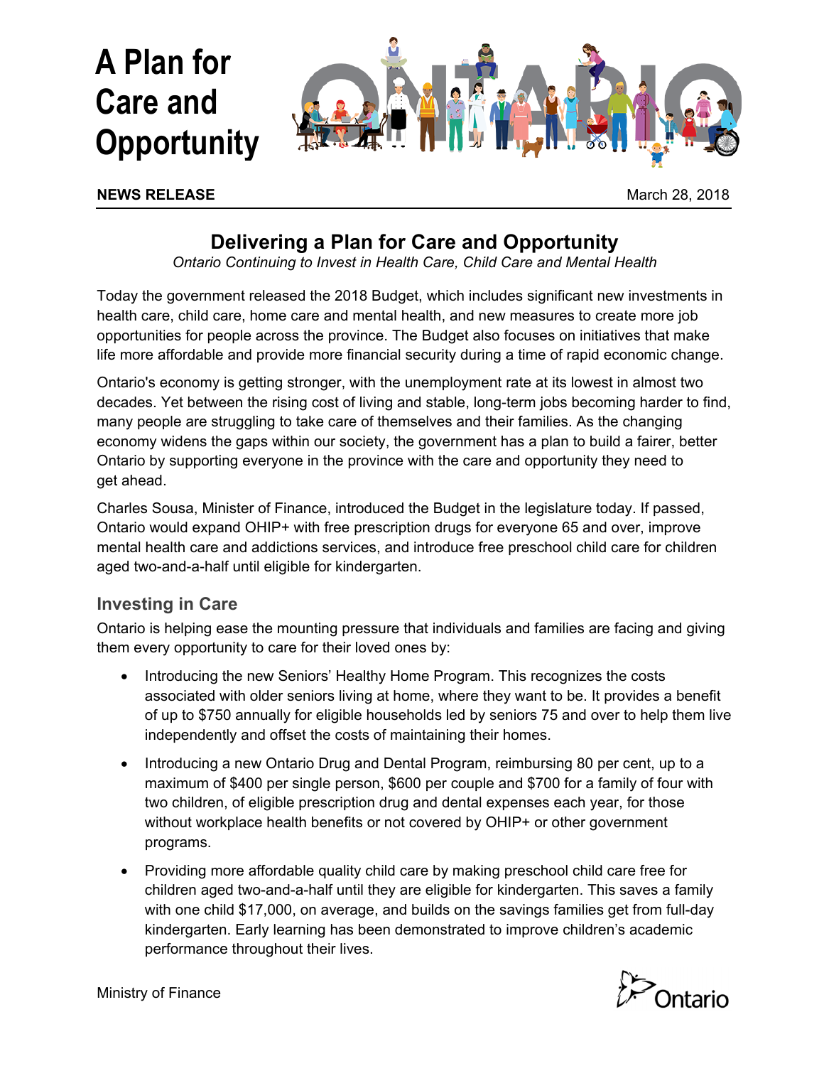# A Plan for Care and Opportunity

**NEWS RELEASE** March 28, 2018

## Delivering a Plan for Care and Opportunity

*Ontario Continuing to Invest in Health Care, Child Care and Mental Health*

Today the government released the 2018 Budget, which includes significant new investments in health care, child care, home care and mental health, and new measures to create more job opportunities for people across the province. The Budget also focuses on initiatives that make life more affordable and provide more financial security during a time of rapid economic change.

Ontario's economy is getting stronger, with the unemployment rate at its lowest in almost two decades. Yet between the rising cost of living and stable, long-term jobs becoming harder to find, many people are struggling to take care of themselves and their families. As the changing economy widens the gaps within our society, the government has a plan to build a fairer, better Ontario by supporting everyone in the province with the care and opportunity they need to get ahead.

Charles Sousa, Minister of Finance, introduced the Budget in the legislature today. If passed, Ontario would expand OHIP+ with free prescription drugs for everyone 65 and over, improve mental health care and addictions services, and introduce free preschool child care for children aged two-and-a-half until eligible for kindergarten.

### Investing in Care

Ontario is helping ease the mounting pressure that individuals and families are facing and giving them every opportunity to care for their loved ones by:

- Introducing the new Seniors' Healthy Home Program. This recognizes the costs associated with older seniors living at home, where they want to be. It provides a benefit of up to $750 annually for eligible households led by seniors 75 and over to help them live independently and offset the costs of maintaining their homes.
- Introducing a new Ontario Drug and Dental Program, reimbursing 80 per cent, up to a maximum of $400 per single person, $600 per couple and $700 for a family of four with two children, of eligible prescription drug and dental expenses each year, for those without workplace health benefits or not covered by OHIP+ or other government programs.
- Providing more affordable quality child care by making preschool child care free for children aged two-and-a-half until they are eligible for kindergarten. This saves a family with one child $17,000, on average, and builds on the savings families get from full-day kindergarten. Early learning has been demonstrated to improve children's academic performance throughout their lives.

Ministry of Finance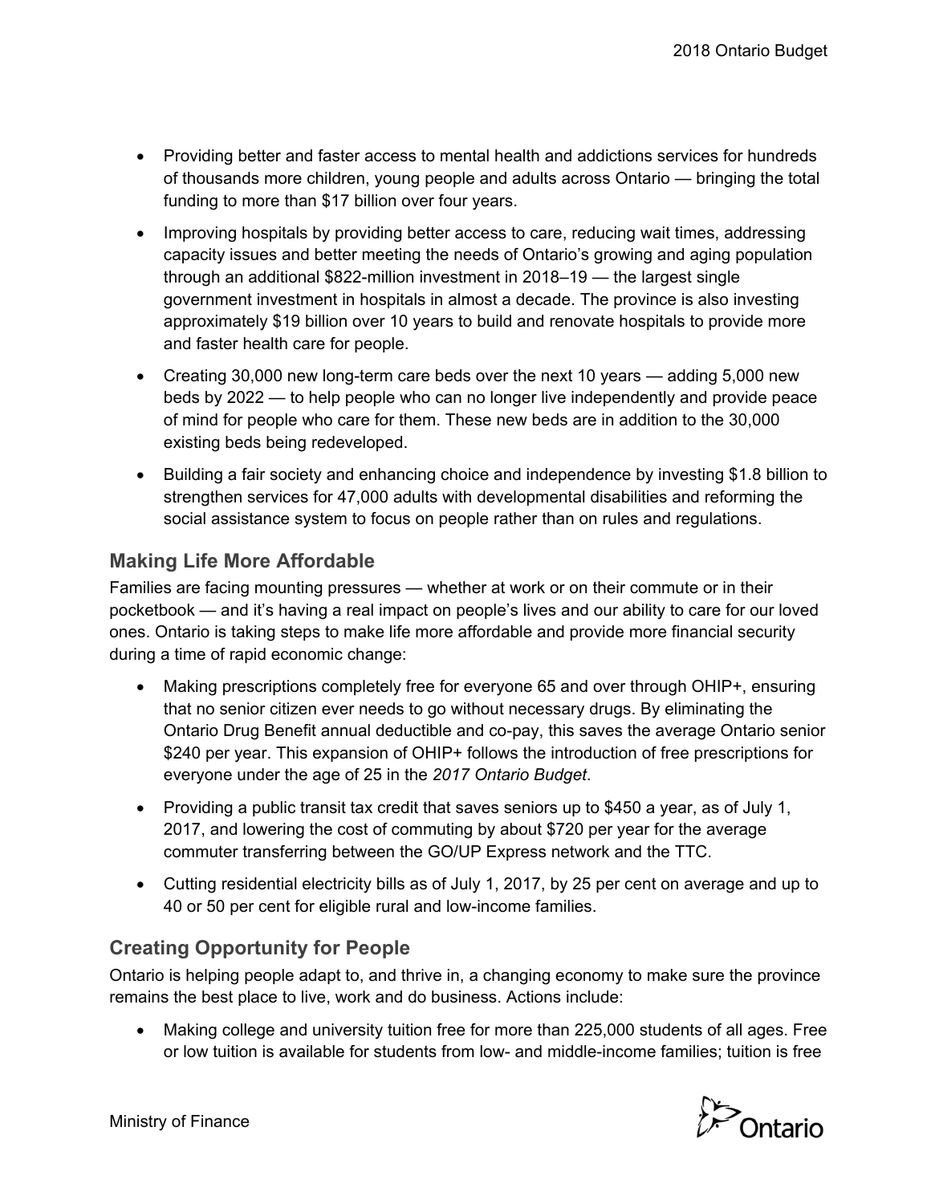- Providing better and faster access to mental health and addictions services for hundreds of thousands more children, young people and adults across Ontario — bringing the total funding to more than $17 billion over four years.
- Improving hospitals by providing better access to care, reducing wait times, addressing capacity issues and better meeting the needs of Ontario's growing and aging population through an additional $822-million investment in 2018–19 — the largest single government investment in hospitals in almost a decade. The province is also investing approximately $19 billion over 10 years to build and renovate hospitals to provide more and faster health care for people.
- Creating 30,000 new long-term care beds over the next 10 years — adding 5,000 new beds by 2022 — to help people who can no longer live independently and provide peace of mind for people who care for them. These new beds are in addition to the 30,000 existing beds being redeveloped.
- Building a fair society and enhancing choice and independence by investing $1.8 billion to strengthen services for 47,000 adults with developmental disabilities and reforming the social assistance system to focus on people rather than on rules and regulations.

## Making Life More Affordable

Families are facing mounting pressures — whether at work or on their commute or in their pocketbook — and it's having a real impact on people's lives and our ability to care for our loved ones. Ontario is taking steps to make life more affordable and provide more financial security during a time of rapid economic change:

- Making prescriptions completely free for everyone 65 and over through OHIP+, ensuring that no senior citizen ever needs to go without necessary drugs. By eliminating the Ontario Drug Benefit annual deductible and co-pay, this saves the average Ontario senior $240 per year. This expansion of OHIP+ follows the introduction of free prescriptions for everyone under the age of 25 in the *2017 Ontario Budget*.
- Providing a public transit tax credit that saves seniors up to $450 a year, as of July 1, 2017, and lowering the cost of commuting by about $720 per year for the average commuter transferring between the GO/UP Express network and the TTC.
- Cutting residential electricity bills as of July 1, 2017, by 25 per cent on average and up to 40 or 50 per cent for eligible rural and low-income families.

## Creating Opportunity for People

Ontario is helping people adapt to, and thrive in, a changing economy to make sure the province remains the best place to live, work and do business. Actions include:

- Making college and university tuition free for more than 225,000 students of all ages. Free or low tuition is available for students from low- and middle-income families; tuition is free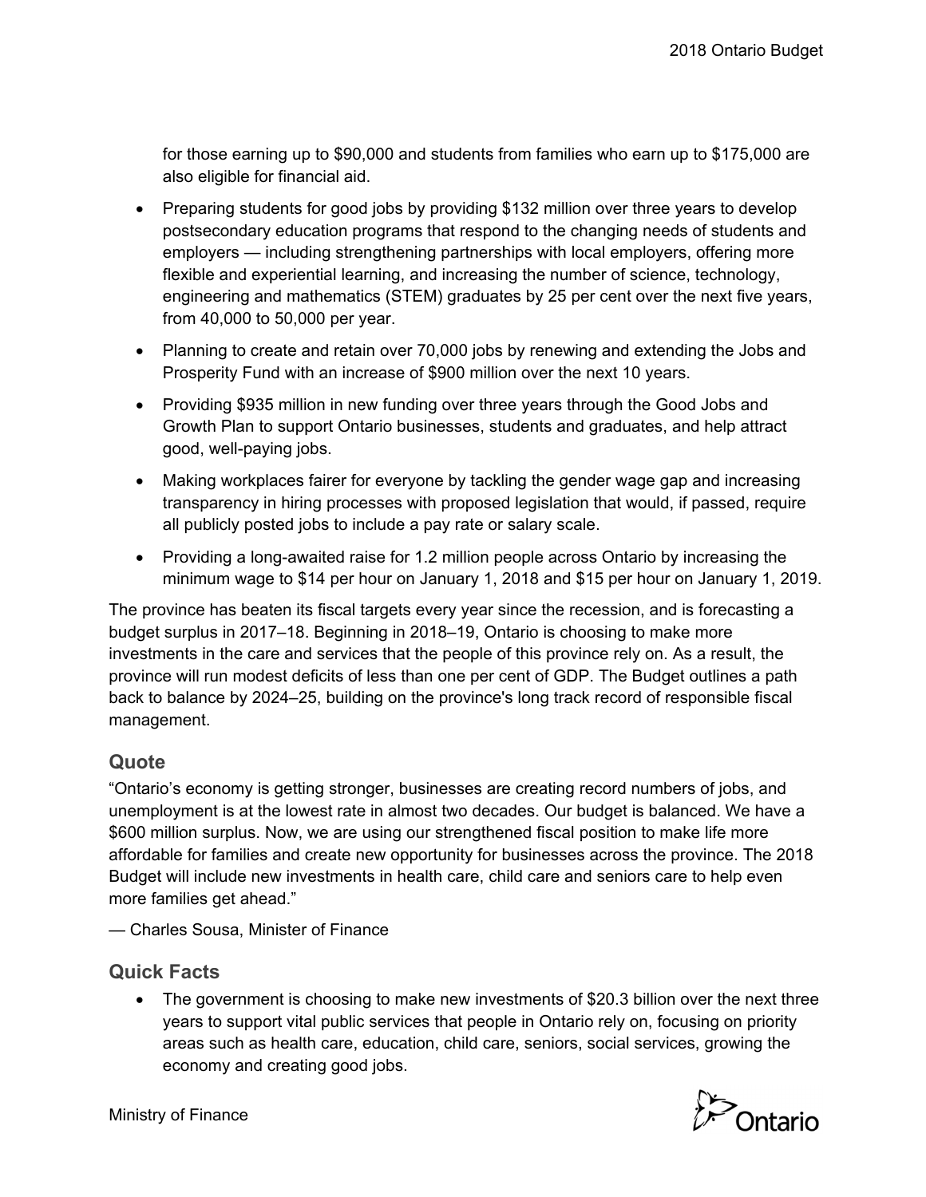for those earning up to $90,000 and students from families who earn up to $175,000 are also eligible for financial aid.

- Preparing students for good jobs by providing $132 million over three years to develop postsecondary education programs that respond to the changing needs of students and employers — including strengthening partnerships with local employers, offering more flexible and experiential learning, and increasing the number of science, technology, engineering and mathematics (STEM) graduates by 25 per cent over the next five years, from 40,000 to 50,000 per year.
- Planning to create and retain over 70,000 jobs by renewing and extending the Jobs and Prosperity Fund with an increase of $900 million over the next 10 years.
- Providing $935 million in new funding over three years through the Good Jobs and Growth Plan to support Ontario businesses, students and graduates, and help attract good, well-paying jobs.
- Making workplaces fairer for everyone by tackling the gender wage gap and increasing transparency in hiring processes with proposed legislation that would, if passed, require all publicly posted jobs to include a pay rate or salary scale.
- Providing a long-awaited raise for 1.2 million people across Ontario by increasing the minimum wage to $14 per hour on January 1, 2018 and $15 per hour on January 1, 2019.

The province has beaten its fiscal targets every year since the recession, and is forecasting a budget surplus in 2017–18. Beginning in 2018–19, Ontario is choosing to make more investments in the care and services that the people of this province rely on. As a result, the province will run modest deficits of less than one per cent of GDP. The Budget outlines a path back to balance by 2024–25, building on the province's long track record of responsible fiscal management.

## Quote

"Ontario's economy is getting stronger, businesses are creating record numbers of jobs, and unemployment is at the lowest rate in almost two decades. Our budget is balanced. We have a $600 million surplus. Now, we are using our strengthened fiscal position to make life more affordable for families and create new opportunity for businesses across the province. The 2018 Budget will include new investments in health care, child care and seniors care to help even more families get ahead."

— Charles Sousa, Minister of Finance

## Quick Facts

- The government is choosing to make new investments of $20.3 billion over the next three years to support vital public services that people in Ontario rely on, focusing on priority areas such as health care, education, child care, seniors, social services, growing the economy and creating good jobs.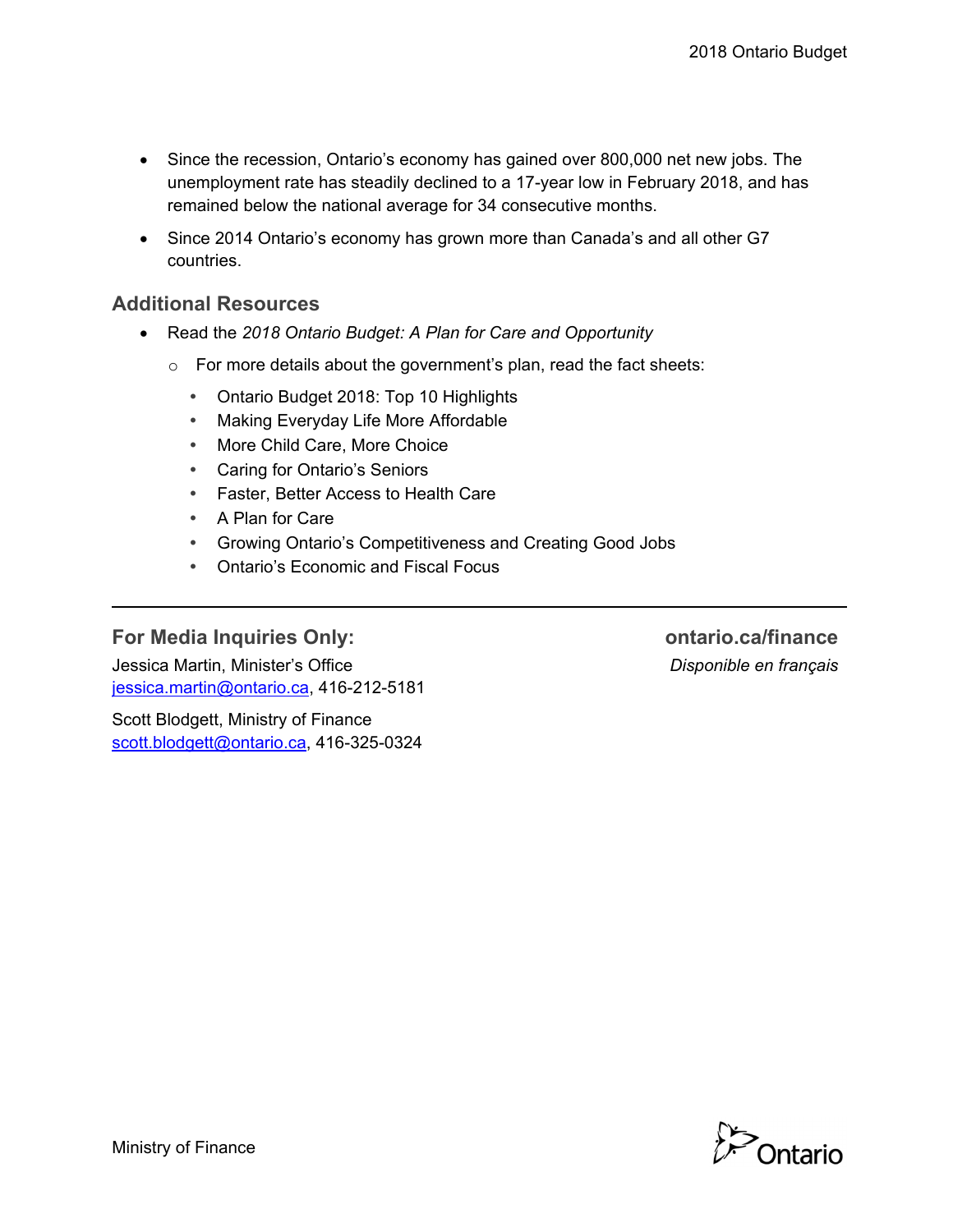- Since the recession, Ontario's economy has gained over 800,000 net new jobs. The unemployment rate has steadily declined to a 17-year low in February 2018, and has remained below the national average for 34 consecutive months.
- Since 2014 Ontario's economy has grown more than Canada's and all other G7 countries.

## Additional Resources

- Read the *2018 Ontario Budget: A Plan for Care and Opportunity*
  - For more details about the government's plan, read the fact sheets:
    - Ontario Budget 2018: Top 10 Highlights
    - Making Everyday Life More Affordable
    - More Child Care, More Choice
    - Caring for Ontario's Seniors
    - Faster, Better Access to Health Care
    - A Plan for Care
    - Growing Ontario's Competitiveness and Creating Good Jobs
    - Ontario's Economic and Fiscal Focus

---

**For Media Inquiries Only:**

Jessica Martin, Minister's Office
jessica.martin@ontario.ca, 416-212-5181

Scott Blodgett, Ministry of Finance
scott.blodgett@ontario.ca, 416-325-0324

**ontario.ca/finance**

*Disponible en français*